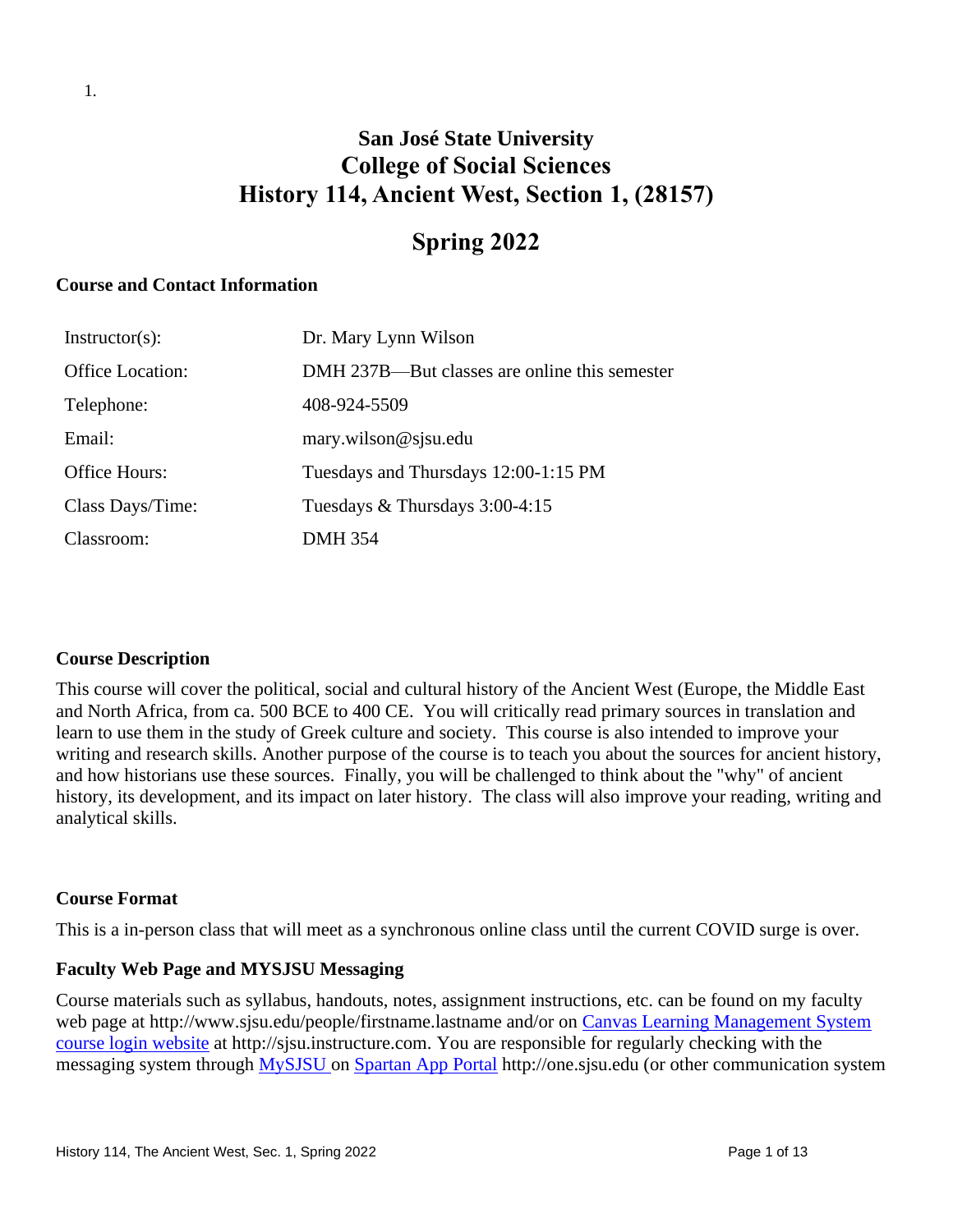1.

# San José State University
# College of Social Sciences
# History 114, Ancient West, Section 1, (28157)

# Spring 2022

### Course and Contact Information

| | |
|---|---|
| Instructor(s): | Dr. Mary Lynn Wilson |
| Office Location: | DMH 237B—But classes are online this semester |
| Telephone: | 408-924-5509 |
| Email: | mary.wilson@sjsu.edu |
| Office Hours: | Tuesdays and Thursdays 12:00-1:15 PM |
| Class Days/Time: | Tuesdays & Thursdays 3:00-4:15 |
| Classroom: | DMH 354 |

### Course Description

This course will cover the political, social and cultural history of the Ancient West (Europe, the Middle East and North Africa, from ca. 500 BCE to 400 CE. You will critically read primary sources in translation and learn to use them in the study of Greek culture and society. This course is also intended to improve your writing and research skills. Another purpose of the course is to teach you about the sources for ancient history, and how historians use these sources. Finally, you will be challenged to think about the "why" of ancient history, its development, and its impact on later history. The class will also improve your reading, writing and analytical skills.

### Course Format

This is a in-person class that will meet as a synchronous online class until the current COVID surge is over.

### Faculty Web Page and MYSJSU Messaging

Course materials such as syllabus, handouts, notes, assignment instructions, etc. can be found on my faculty web page at http://www.sjsu.edu/people/firstname.lastname and/or on Canvas Learning Management System course login website at http://sjsu.instructure.com. You are responsible for regularly checking with the messaging system through MySJSU on Spartan App Portal http://one.sjsu.edu (or other communication system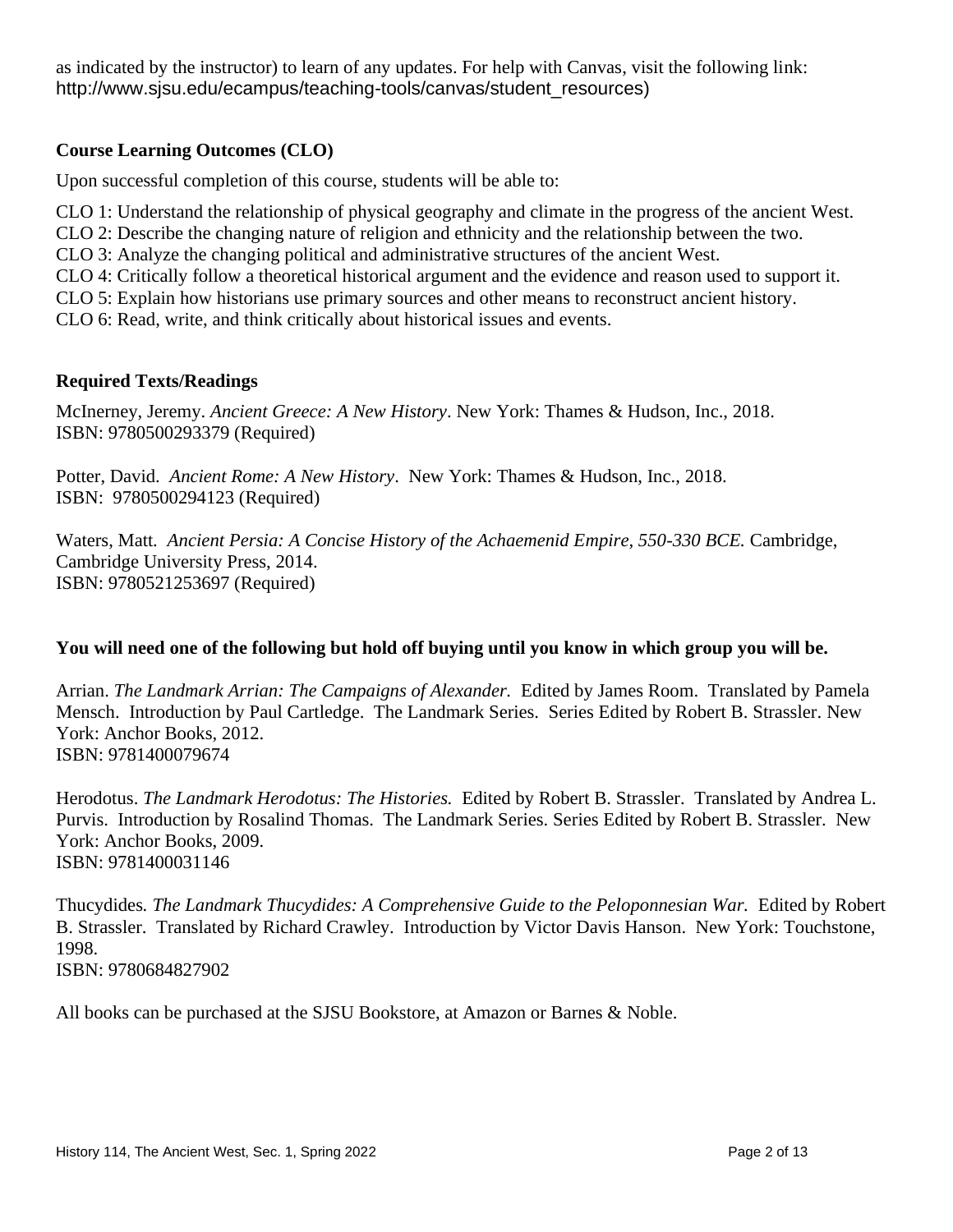as indicated by the instructor) to learn of any updates. For help with Canvas, visit the following link: http://www.sjsu.edu/ecampus/teaching-tools/canvas/student_resources)

### Course Learning Outcomes (CLO)

Upon successful completion of this course, students will be able to:

CLO 1: Understand the relationship of physical geography and climate in the progress of the ancient West.
CLO 2: Describe the changing nature of religion and ethnicity and the relationship between the two.
CLO 3: Analyze the changing political and administrative structures of the ancient West.
CLO 4: Critically follow a theoretical historical argument and the evidence and reason used to support it.
CLO 5: Explain how historians use primary sources and other means to reconstruct ancient history.
CLO 6: Read, write, and think critically about historical issues and events.

### Required Texts/Readings

McInerney, Jeremy. *Ancient Greece: A New History*. New York: Thames & Hudson, Inc., 2018.
ISBN: 9780500293379 (Required)

Potter, David. *Ancient Rome: A New History*. New York: Thames & Hudson, Inc., 2018.
ISBN: 9780500294123 (Required)

Waters, Matt. *Ancient Persia: A Concise History of the Achaemenid Empire, 550-330 BCE.* Cambridge, Cambridge University Press, 2014.
ISBN: 9780521253697 (Required)

**You will need one of the following but hold off buying until you know in which group you will be.**

Arrian. *The Landmark Arrian: The Campaigns of Alexander.* Edited by James Room. Translated by Pamela Mensch. Introduction by Paul Cartledge. The Landmark Series. Series Edited by Robert B. Strassler. New York: Anchor Books, 2012.
ISBN: 9781400079674

Herodotus. *The Landmark Herodotus: The Histories.* Edited by Robert B. Strassler. Translated by Andrea L. Purvis. Introduction by Rosalind Thomas. The Landmark Series. Series Edited by Robert B. Strassler. New York: Anchor Books, 2009.
ISBN: 9781400031146

Thucydides*. The Landmark Thucydides: A Comprehensive Guide to the Peloponnesian War.* Edited by Robert B. Strassler. Translated by Richard Crawley. Introduction by Victor Davis Hanson. New York: Touchstone, 1998.
ISBN: 9780684827902

All books can be purchased at the SJSU Bookstore, at Amazon or Barnes & Noble.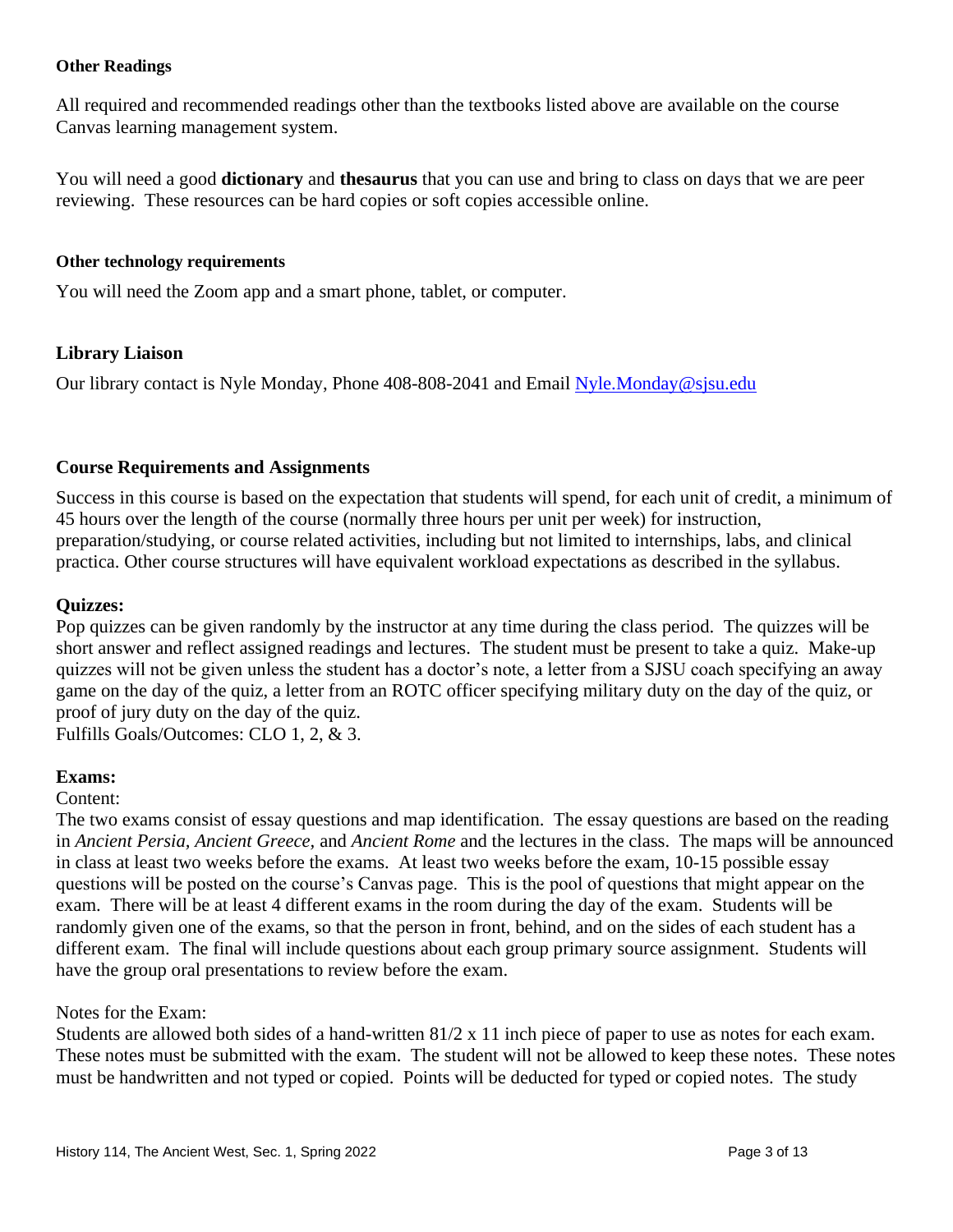#### Other Readings

All required and recommended readings other than the textbooks listed above are available on the course Canvas learning management system.

You will need a good **dictionary** and **thesaurus** that you can use and bring to class on days that we are peer reviewing. These resources can be hard copies or soft copies accessible online.

#### Other technology requirements

You will need the Zoom app and a smart phone, tablet, or computer.

### Library Liaison

Our library contact is Nyle Monday, Phone 408-808-2041 and Email Nyle.Monday@sjsu.edu

### Course Requirements and Assignments

Success in this course is based on the expectation that students will spend, for each unit of credit, a minimum of 45 hours over the length of the course (normally three hours per unit per week) for instruction, preparation/studying, or course related activities, including but not limited to internships, labs, and clinical practica. Other course structures will have equivalent workload expectations as described in the syllabus.

#### Quizzes:

Pop quizzes can be given randomly by the instructor at any time during the class period. The quizzes will be short answer and reflect assigned readings and lectures. The student must be present to take a quiz. Make-up quizzes will not be given unless the student has a doctor's note, a letter from a SJSU coach specifying an away game on the day of the quiz, a letter from an ROTC officer specifying military duty on the day of the quiz, or proof of jury duty on the day of the quiz.
Fulfills Goals/Outcomes: CLO 1, 2, & 3.

#### Exams:

Content:
The two exams consist of essay questions and map identification. The essay questions are based on the reading in *Ancient Persia*, *Ancient Greece*, and *Ancient Rome* and the lectures in the class. The maps will be announced in class at least two weeks before the exams. At least two weeks before the exam, 10-15 possible essay questions will be posted on the course's Canvas page. This is the pool of questions that might appear on the exam. There will be at least 4 different exams in the room during the day of the exam. Students will be randomly given one of the exams, so that the person in front, behind, and on the sides of each student has a different exam. The final will include questions about each group primary source assignment. Students will have the group oral presentations to review before the exam.

Notes for the Exam:
Students are allowed both sides of a hand-written 81/2 x 11 inch piece of paper to use as notes for each exam. These notes must be submitted with the exam. The student will not be allowed to keep these notes. These notes must be handwritten and not typed or copied. Points will be deducted for typed or copied notes. The study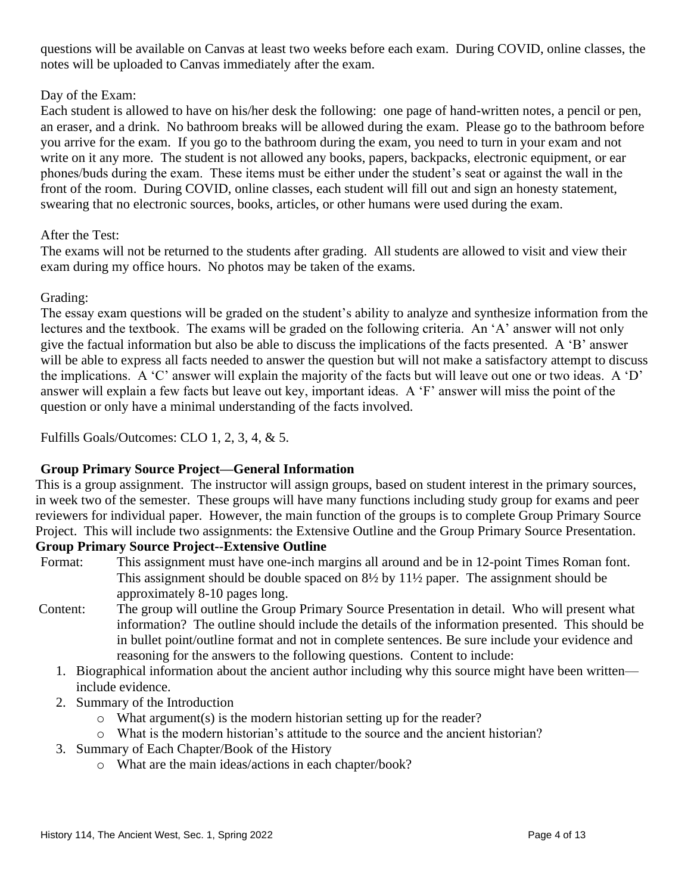questions will be available on Canvas at least two weeks before each exam. During COVID, online classes, the notes will be uploaded to Canvas immediately after the exam.

Day of the Exam:
Each student is allowed to have on his/her desk the following: one page of hand-written notes, a pencil or pen, an eraser, and a drink. No bathroom breaks will be allowed during the exam. Please go to the bathroom before you arrive for the exam. If you go to the bathroom during the exam, you need to turn in your exam and not write on it any more. The student is not allowed any books, papers, backpacks, electronic equipment, or ear phones/buds during the exam. These items must be either under the student's seat or against the wall in the front of the room. During COVID, online classes, each student will fill out and sign an honesty statement, swearing that no electronic sources, books, articles, or other humans were used during the exam.

After the Test:
The exams will not be returned to the students after grading. All students are allowed to visit and view their exam during my office hours. No photos may be taken of the exams.

Grading:
The essay exam questions will be graded on the student's ability to analyze and synthesize information from the lectures and the textbook. The exams will be graded on the following criteria. An 'A' answer will not only give the factual information but also be able to discuss the implications of the facts presented. A 'B' answer will be able to express all facts needed to answer the question but will not make a satisfactory attempt to discuss the implications. A 'C' answer will explain the majority of the facts but will leave out one or two ideas. A 'D' answer will explain a few facts but leave out key, important ideas. A 'F' answer will miss the point of the question or only have a minimal understanding of the facts involved.

Fulfills Goals/Outcomes: CLO 1, 2, 3, 4, & 5.

**Group Primary Source Project—General Information**

This is a group assignment. The instructor will assign groups, based on student interest in the primary sources, in week two of the semester. These groups will have many functions including study group for exams and peer reviewers for individual paper. However, the main function of the groups is to complete Group Primary Source Project. This will include two assignments: the Extensive Outline and the Group Primary Source Presentation.

**Group Primary Source Project--Extensive Outline**

Format: This assignment must have one-inch margins all around and be in 12-point Times Roman font. This assignment should be double spaced on 8½ by 11½ paper. The assignment should be approximately 8-10 pages long.

Content: The group will outline the Group Primary Source Presentation in detail. Who will present what information? The outline should include the details of the information presented. This should be in bullet point/outline format and not in complete sentences. Be sure include your evidence and reasoning for the answers to the following questions. Content to include:

1. Biographical information about the ancient author including why this source might have been written—include evidence.
2. Summary of the Introduction
   - What argument(s) is the modern historian setting up for the reader?
   - What is the modern historian's attitude to the source and the ancient historian?
3. Summary of Each Chapter/Book of the History
   - What are the main ideas/actions in each chapter/book?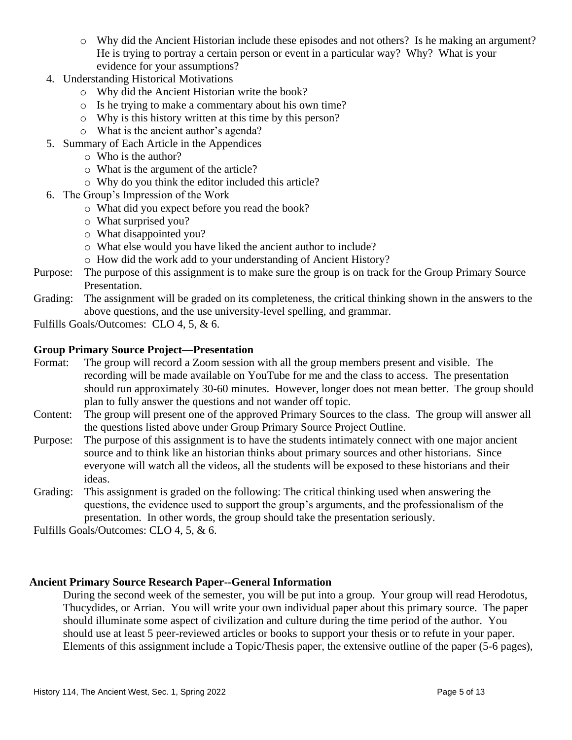- Why did the Ancient Historian include these episodes and not others? Is he making an argument? He is trying to portray a certain person or event in a particular way? Why? What is your evidence for your assumptions?

4. Understanding Historical Motivations
   - Why did the Ancient Historian write the book?
   - Is he trying to make a commentary about his own time?
   - Why is this history written at this time by this person?
   - What is the ancient author's agenda?
5. Summary of Each Article in the Appendices
   - Who is the author?
   - What is the argument of the article?
   - Why do you think the editor included this article?
6. The Group's Impression of the Work
   - What did you expect before you read the book?
   - What surprised you?
   - What disappointed you?
   - What else would you have liked the ancient author to include?
   - How did the work add to your understanding of Ancient History?

Purpose: The purpose of this assignment is to make sure the group is on track for the Group Primary Source Presentation.

Grading: The assignment will be graded on its completeness, the critical thinking shown in the answers to the above questions, and the use university-level spelling, and grammar.

Fulfills Goals/Outcomes: CLO 4, 5, & 6.

**Group Primary Source Project—Presentation**

Format: The group will record a Zoom session with all the group members present and visible. The recording will be made available on YouTube for me and the class to access. The presentation should run approximately 30-60 minutes. However, longer does not mean better. The group should plan to fully answer the questions and not wander off topic.

Content: The group will present one of the approved Primary Sources to the class. The group will answer all the questions listed above under Group Primary Source Project Outline.

Purpose: The purpose of this assignment is to have the students intimately connect with one major ancient source and to think like an historian thinks about primary sources and other historians. Since everyone will watch all the videos, all the students will be exposed to these historians and their ideas.

Grading: This assignment is graded on the following: The critical thinking used when answering the questions, the evidence used to support the group's arguments, and the professionalism of the presentation. In other words, the group should take the presentation seriously.

Fulfills Goals/Outcomes: CLO 4, 5, & 6.

**Ancient Primary Source Research Paper--General Information**

During the second week of the semester, you will be put into a group. Your group will read Herodotus, Thucydides, or Arrian. You will write your own individual paper about this primary source. The paper should illuminate some aspect of civilization and culture during the time period of the author. You should use at least 5 peer-reviewed articles or books to support your thesis or to refute in your paper. Elements of this assignment include a Topic/Thesis paper, the extensive outline of the paper (5-6 pages),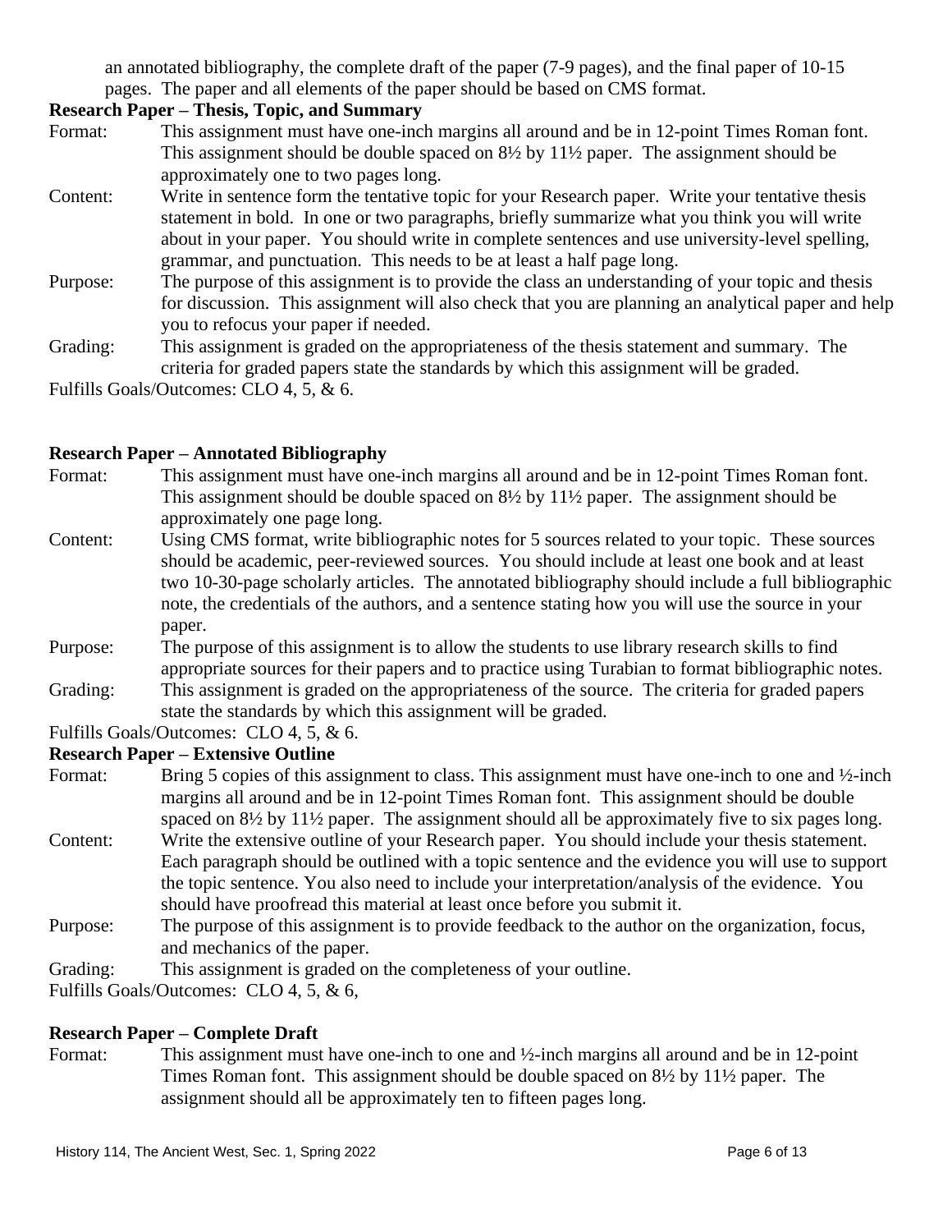an annotated bibliography, the complete draft of the paper (7-9 pages), and the final paper of 10-15 pages. The paper and all elements of the paper should be based on CMS format.

**Research Paper – Thesis, Topic, and Summary**

Format: This assignment must have one-inch margins all around and be in 12-point Times Roman font. This assignment should be double spaced on 8½ by 11½ paper. The assignment should be approximately one to two pages long.

Content: Write in sentence form the tentative topic for your Research paper. Write your tentative thesis statement in bold. In one or two paragraphs, briefly summarize what you think you will write about in your paper. You should write in complete sentences and use university-level spelling, grammar, and punctuation. This needs to be at least a half page long.

Purpose: The purpose of this assignment is to provide the class an understanding of your topic and thesis for discussion. This assignment will also check that you are planning an analytical paper and help you to refocus your paper if needed.

Grading: This assignment is graded on the appropriateness of the thesis statement and summary. The criteria for graded papers state the standards by which this assignment will be graded.

Fulfills Goals/Outcomes: CLO 4, 5, & 6.

**Research Paper – Annotated Bibliography**

Format: This assignment must have one-inch margins all around and be in 12-point Times Roman font. This assignment should be double spaced on 8½ by 11½ paper. The assignment should be approximately one page long.

Content: Using CMS format, write bibliographic notes for 5 sources related to your topic. These sources should be academic, peer-reviewed sources. You should include at least one book and at least two 10-30-page scholarly articles. The annotated bibliography should include a full bibliographic note, the credentials of the authors, and a sentence stating how you will use the source in your paper.

Purpose: The purpose of this assignment is to allow the students to use library research skills to find appropriate sources for their papers and to practice using Turabian to format bibliographic notes.

Grading: This assignment is graded on the appropriateness of the source. The criteria for graded papers state the standards by which this assignment will be graded.

Fulfills Goals/Outcomes: CLO 4, 5, & 6.

**Research Paper – Extensive Outline**

Format: Bring 5 copies of this assignment to class. This assignment must have one-inch to one and ½-inch margins all around and be in 12-point Times Roman font. This assignment should be double spaced on 8½ by 11½ paper. The assignment should all be approximately five to six pages long.

Content: Write the extensive outline of your Research paper. You should include your thesis statement. Each paragraph should be outlined with a topic sentence and the evidence you will use to support the topic sentence. You also need to include your interpretation/analysis of the evidence. You should have proofread this material at least once before you submit it.

Purpose: The purpose of this assignment is to provide feedback to the author on the organization, focus, and mechanics of the paper.

Grading: This assignment is graded on the completeness of your outline.

Fulfills Goals/Outcomes: CLO 4, 5, & 6,

**Research Paper – Complete Draft**

Format: This assignment must have one-inch to one and ½-inch margins all around and be in 12-point Times Roman font. This assignment should be double spaced on 8½ by 11½ paper. The assignment should all be approximately ten to fifteen pages long.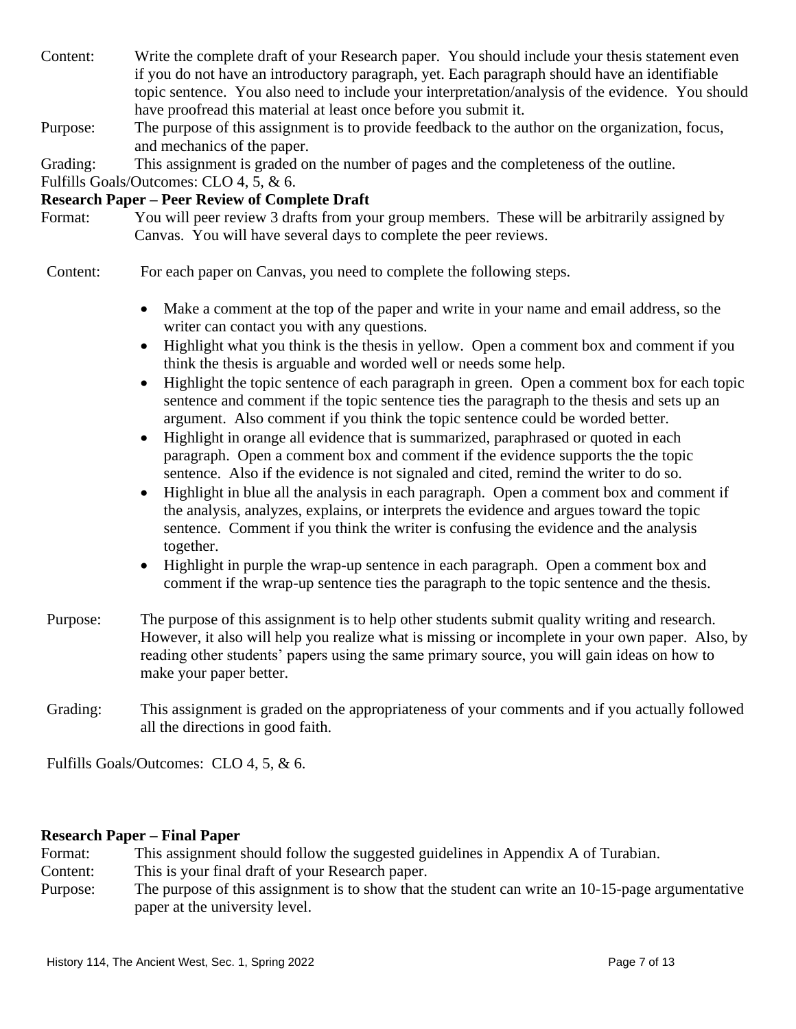Content: Write the complete draft of your Research paper. You should include your thesis statement even if you do not have an introductory paragraph, yet. Each paragraph should have an identifiable topic sentence. You also need to include your interpretation/analysis of the evidence. You should have proofread this material at least once before you submit it.

Purpose: The purpose of this assignment is to provide feedback to the author on the organization, focus, and mechanics of the paper.

Grading: This assignment is graded on the number of pages and the completeness of the outline.

Fulfills Goals/Outcomes: CLO 4, 5, & 6.

**Research Paper – Peer Review of Complete Draft**

Format: You will peer review 3 drafts from your group members. These will be arbitrarily assigned by Canvas. You will have several days to complete the peer reviews.

Content: For each paper on Canvas, you need to complete the following steps.

- Make a comment at the top of the paper and write in your name and email address, so the writer can contact you with any questions.
- Highlight what you think is the thesis in yellow. Open a comment box and comment if you think the thesis is arguable and worded well or needs some help.
- Highlight the topic sentence of each paragraph in green. Open a comment box for each topic sentence and comment if the topic sentence ties the paragraph to the thesis and sets up an argument. Also comment if you think the topic sentence could be worded better.
- Highlight in orange all evidence that is summarized, paraphrased or quoted in each paragraph. Open a comment box and comment if the evidence supports the the topic sentence. Also if the evidence is not signaled and cited, remind the writer to do so.
- Highlight in blue all the analysis in each paragraph. Open a comment box and comment if the analysis, analyzes, explains, or interprets the evidence and argues toward the topic sentence. Comment if you think the writer is confusing the evidence and the analysis together.
- Highlight in purple the wrap-up sentence in each paragraph. Open a comment box and comment if the wrap-up sentence ties the paragraph to the topic sentence and the thesis.

Purpose: The purpose of this assignment is to help other students submit quality writing and research. However, it also will help you realize what is missing or incomplete in your own paper. Also, by reading other students' papers using the same primary source, you will gain ideas on how to make your paper better.

Grading: This assignment is graded on the appropriateness of your comments and if you actually followed all the directions in good faith.

Fulfills Goals/Outcomes: CLO 4, 5, & 6.

**Research Paper – Final Paper**

Format: This assignment should follow the suggested guidelines in Appendix A of Turabian.

Content: This is your final draft of your Research paper.

Purpose: The purpose of this assignment is to show that the student can write an 10-15-page argumentative paper at the university level.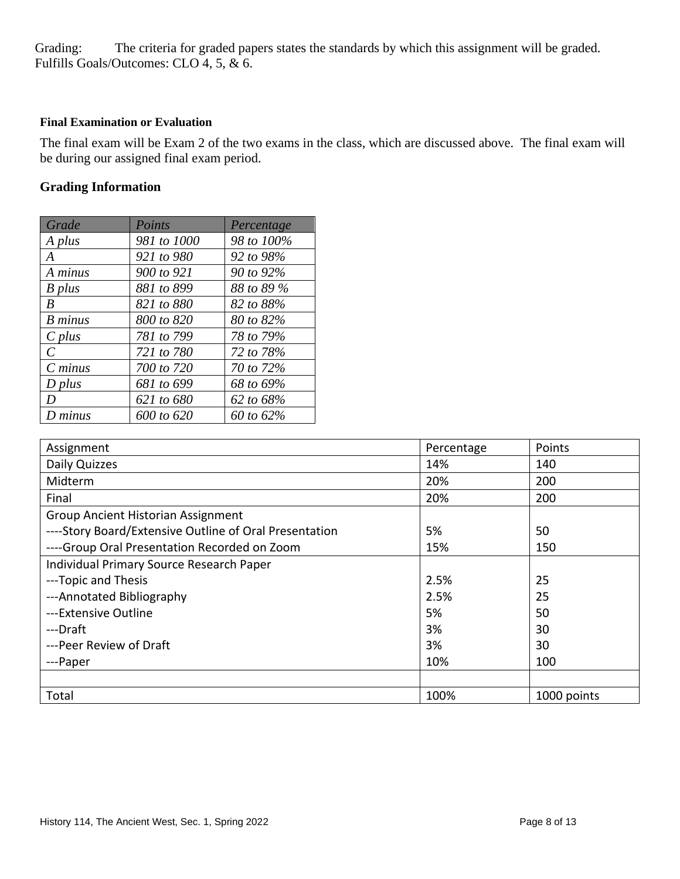Grading: The criteria for graded papers states the standards by which this assignment will be graded.
Fulfills Goals/Outcomes: CLO 4, 5, & 6.

**Final Examination or Evaluation**

The final exam will be Exam 2 of the two exams in the class, which are discussed above. The final exam will be during our assigned final exam period.

**Grading Information**

| *Grade* | *Points* | *Percentage* |
|---|---|---|
| *A plus* | *981 to 1000* | *98 to 100%* |
| *A* | *921 to 980* | *92 to 98%* |
| *A minus* | *900 to 921* | *90 to 92%* |
| *B plus* | *881 to 899* | *88 to 89 %* |
| *B* | *821 to 880* | *82 to 88%* |
| *B minus* | *800 to 820* | *80 to 82%* |
| *C plus* | *781 to 799* | *78 to 79%* |
| *C* | *721 to 780* | *72 to 78%* |
| *C minus* | *700 to 720* | *70 to 72%* |
| *D plus* | *681 to 699* | *68 to 69%* |
| *D* | *621 to 680* | *62 to 68%* |
| *D minus* | *600 to 620* | *60 to 62%* |

| Assignment | Percentage | Points |
|---|---|---|
| Daily Quizzes | 14% | 140 |
| Midterm | 20% | 200 |
| Final | 20% | 200 |
| Group Ancient Historian Assignment | | |
| ----Story Board/Extensive Outline of Oral Presentation | 5% | 50 |
| ----Group Oral Presentation Recorded on Zoom | 15% | 150 |
| Individual Primary Source Research Paper | | |
| ---Topic and Thesis | 2.5% | 25 |
| ---Annotated Bibliography | 2.5% | 25 |
| ---Extensive Outline | 5% | 50 |
| ---Draft | 3% | 30 |
| ---Peer Review of Draft | 3% | 30 |
| ---Paper | 10% | 100 |
| | | |
| Total | 100% | 1000 points |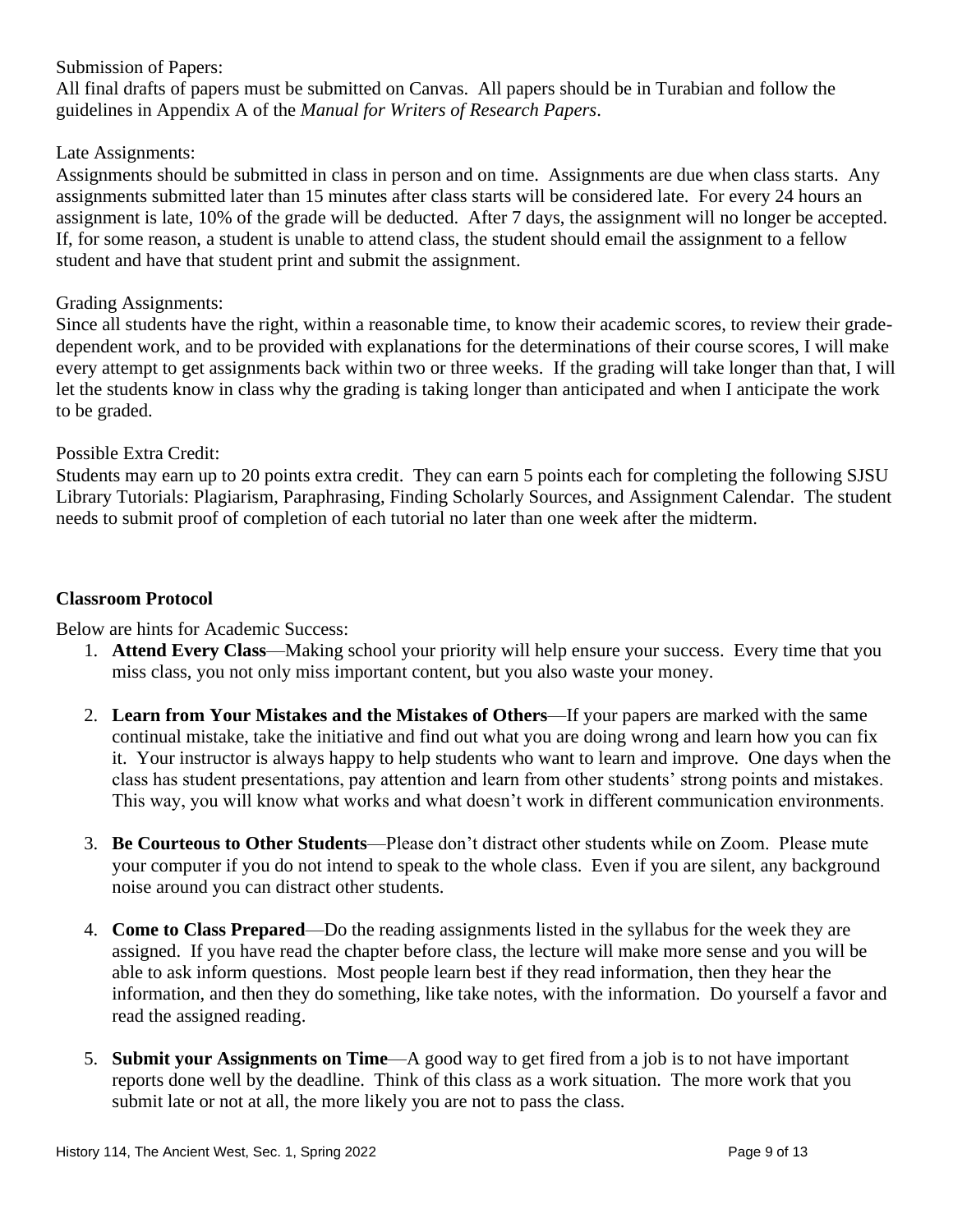Submission of Papers:
All final drafts of papers must be submitted on Canvas. All papers should be in Turabian and follow the guidelines in Appendix A of the *Manual for Writers of Research Papers*.

Late Assignments:
Assignments should be submitted in class in person and on time. Assignments are due when class starts. Any assignments submitted later than 15 minutes after class starts will be considered late. For every 24 hours an assignment is late, 10% of the grade will be deducted. After 7 days, the assignment will no longer be accepted. If, for some reason, a student is unable to attend class, the student should email the assignment to a fellow student and have that student print and submit the assignment.

Grading Assignments:
Since all students have the right, within a reasonable time, to know their academic scores, to review their grade-dependent work, and to be provided with explanations for the determinations of their course scores, I will make every attempt to get assignments back within two or three weeks. If the grading will take longer than that, I will let the students know in class why the grading is taking longer than anticipated and when I anticipate the work to be graded.

Possible Extra Credit:
Students may earn up to 20 points extra credit. They can earn 5 points each for completing the following SJSU Library Tutorials: Plagiarism, Paraphrasing, Finding Scholarly Sources, and Assignment Calendar. The student needs to submit proof of completion of each tutorial no later than one week after the midterm.

**Classroom Protocol**

Below are hints for Academic Success:

1. **Attend Every Class**—Making school your priority will help ensure your success. Every time that you miss class, you not only miss important content, but you also waste your money.

2. **Learn from Your Mistakes and the Mistakes of Others**—If your papers are marked with the same continual mistake, take the initiative and find out what you are doing wrong and learn how you can fix it. Your instructor is always happy to help students who want to learn and improve. One days when the class has student presentations, pay attention and learn from other students' strong points and mistakes. This way, you will know what works and what doesn't work in different communication environments.

3. **Be Courteous to Other Students**—Please don't distract other students while on Zoom. Please mute your computer if you do not intend to speak to the whole class. Even if you are silent, any background noise around you can distract other students.

4. **Come to Class Prepared**—Do the reading assignments listed in the syllabus for the week they are assigned. If you have read the chapter before class, the lecture will make more sense and you will be able to ask inform questions. Most people learn best if they read information, then they hear the information, and then they do something, like take notes, with the information. Do yourself a favor and read the assigned reading.

5. **Submit your Assignments on Time**—A good way to get fired from a job is to not have important reports done well by the deadline. Think of this class as a work situation. The more work that you submit late or not at all, the more likely you are not to pass the class.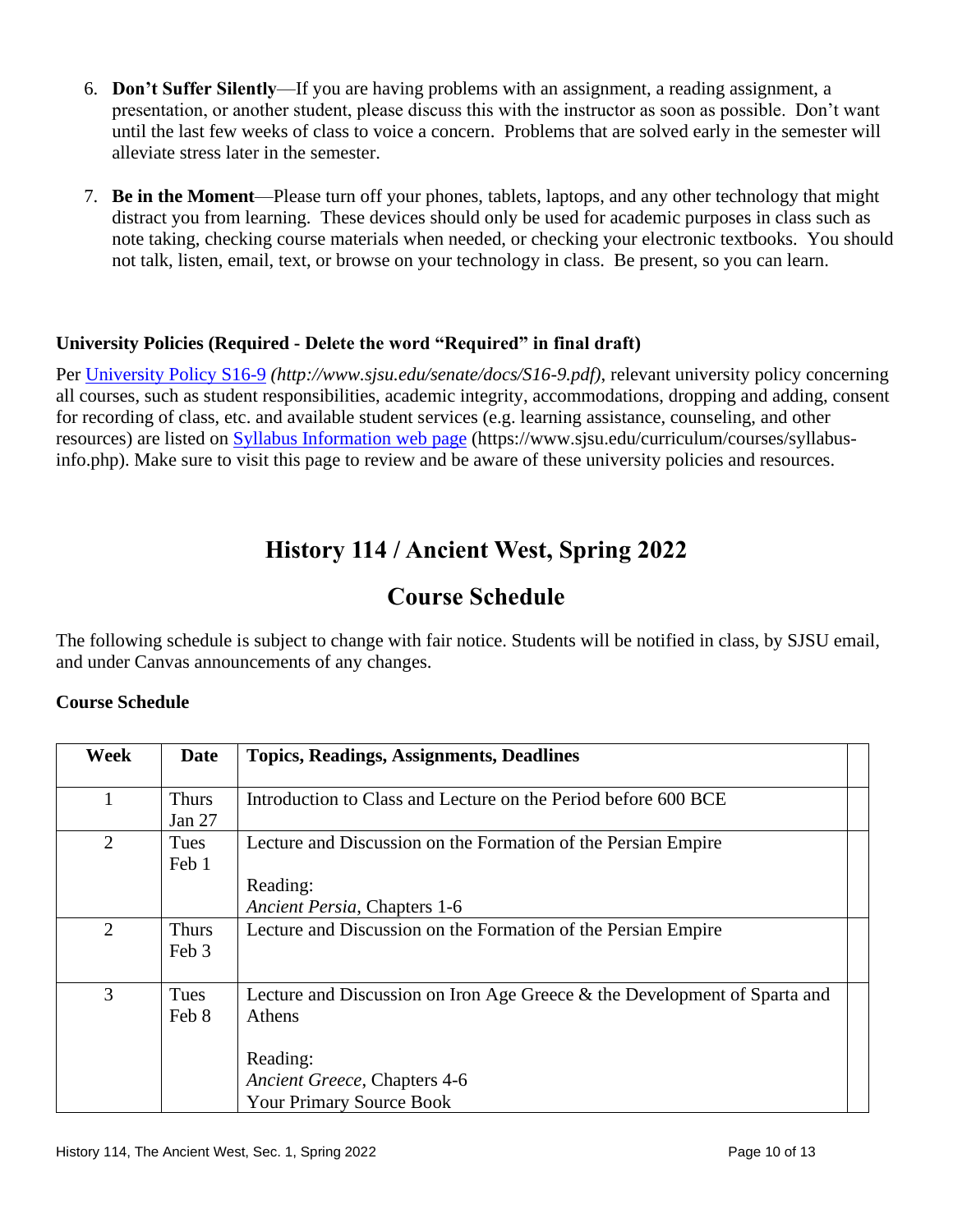6. **Don't Suffer Silently**—If you are having problems with an assignment, a reading assignment, a presentation, or another student, please discuss this with the instructor as soon as possible. Don't want until the last few weeks of class to voice a concern. Problems that are solved early in the semester will alleviate stress later in the semester.

7. **Be in the Moment**—Please turn off your phones, tablets, laptops, and any other technology that might distract you from learning. These devices should only be used for academic purposes in class such as note taking, checking course materials when needed, or checking your electronic textbooks. You should not talk, listen, email, text, or browse on your technology in class. Be present, so you can learn.

### University Policies (Required - Delete the word "Required" in final draft)

Per University Policy S16-9 *(http://www.sjsu.edu/senate/docs/S16-9.pdf)*, relevant university policy concerning all courses, such as student responsibilities, academic integrity, accommodations, dropping and adding, consent for recording of class, etc. and available student services (e.g. learning assistance, counseling, and other resources) are listed on Syllabus Information web page (https://www.sjsu.edu/curriculum/courses/syllabus-info.php). Make sure to visit this page to review and be aware of these university policies and resources.

# History 114 / Ancient West, Spring 2022

## Course Schedule

The following schedule is subject to change with fair notice. Students will be notified in class, by SJSU email, and under Canvas announcements of any changes.

### Course Schedule

| Week | Date | Topics, Readings, Assignments, Deadlines |
|---|---|---|
| 1 | Thurs Jan 27 | Introduction to Class and Lecture on the Period before 600 BCE |
| 2 | Tues Feb 1 | Lecture and Discussion on the Formation of the Persian Empire<br><br>Reading:<br>*Ancient Persia*, Chapters 1-6 |
| 2 | Thurs Feb 3 | Lecture and Discussion on the Formation of the Persian Empire |
| 3 | Tues Feb 8 | Lecture and Discussion on Iron Age Greece & the Development of Sparta and Athens<br><br>Reading:<br>*Ancient Greece*, Chapters 4-6<br>Your Primary Source Book |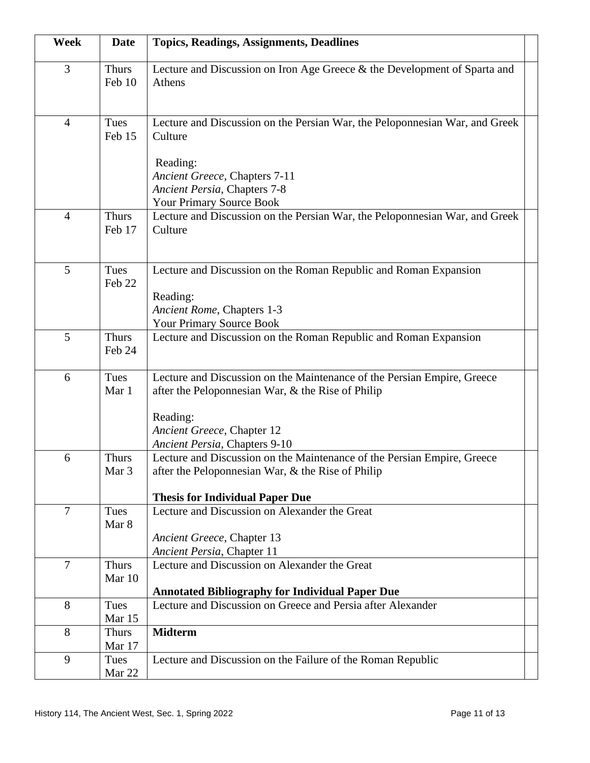| Week | Date | Topics, Readings, Assignments, Deadlines | |
|---|---|---|---|
| 3 | Thurs Feb 10 | Lecture and Discussion on Iron Age Greece & the Development of Sparta and Athens | |
| 4 | Tues Feb 15 | Lecture and Discussion on the Persian War, the Peloponnesian War, and Greek Culture<br><br>Reading:<br>*Ancient Greece*, Chapters 7-11<br>*Ancient Persia*, Chapters 7-8<br>Your Primary Source Book | |
| 4 | Thurs Feb 17 | Lecture and Discussion on the Persian War, the Peloponnesian War, and Greek Culture | |
| 5 | Tues Feb 22 | Lecture and Discussion on the Roman Republic and Roman Expansion<br><br>Reading:<br>*Ancient Rome*, Chapters 1-3<br>Your Primary Source Book | |
| 5 | Thurs Feb 24 | Lecture and Discussion on the Roman Republic and Roman Expansion | |
| 6 | Tues Mar 1 | Lecture and Discussion on the Maintenance of the Persian Empire, Greece after the Peloponnesian War, & the Rise of Philip<br><br>Reading:<br>*Ancient Greece*, Chapter 12<br>*Ancient Persia*, Chapters 9-10 | |
| 6 | Thurs Mar 3 | Lecture and Discussion on the Maintenance of the Persian Empire, Greece after the Peloponnesian War, & the Rise of Philip<br><br>**Thesis for Individual Paper Due** | |
| 7 | Tues Mar 8 | Lecture and Discussion on Alexander the Great<br><br>*Ancient Greece*, Chapter 13<br>*Ancient Persia*, Chapter 11 | |
| 7 | Thurs Mar 10 | Lecture and Discussion on Alexander the Great<br><br>**Annotated Bibliography for Individual Paper Due** | |
| 8 | Tues Mar 15 | Lecture and Discussion on Greece and Persia after Alexander | |
| 8 | Thurs Mar 17 | **Midterm** | |
| 9 | Tues Mar 22 | Lecture and Discussion on the Failure of the Roman Republic | |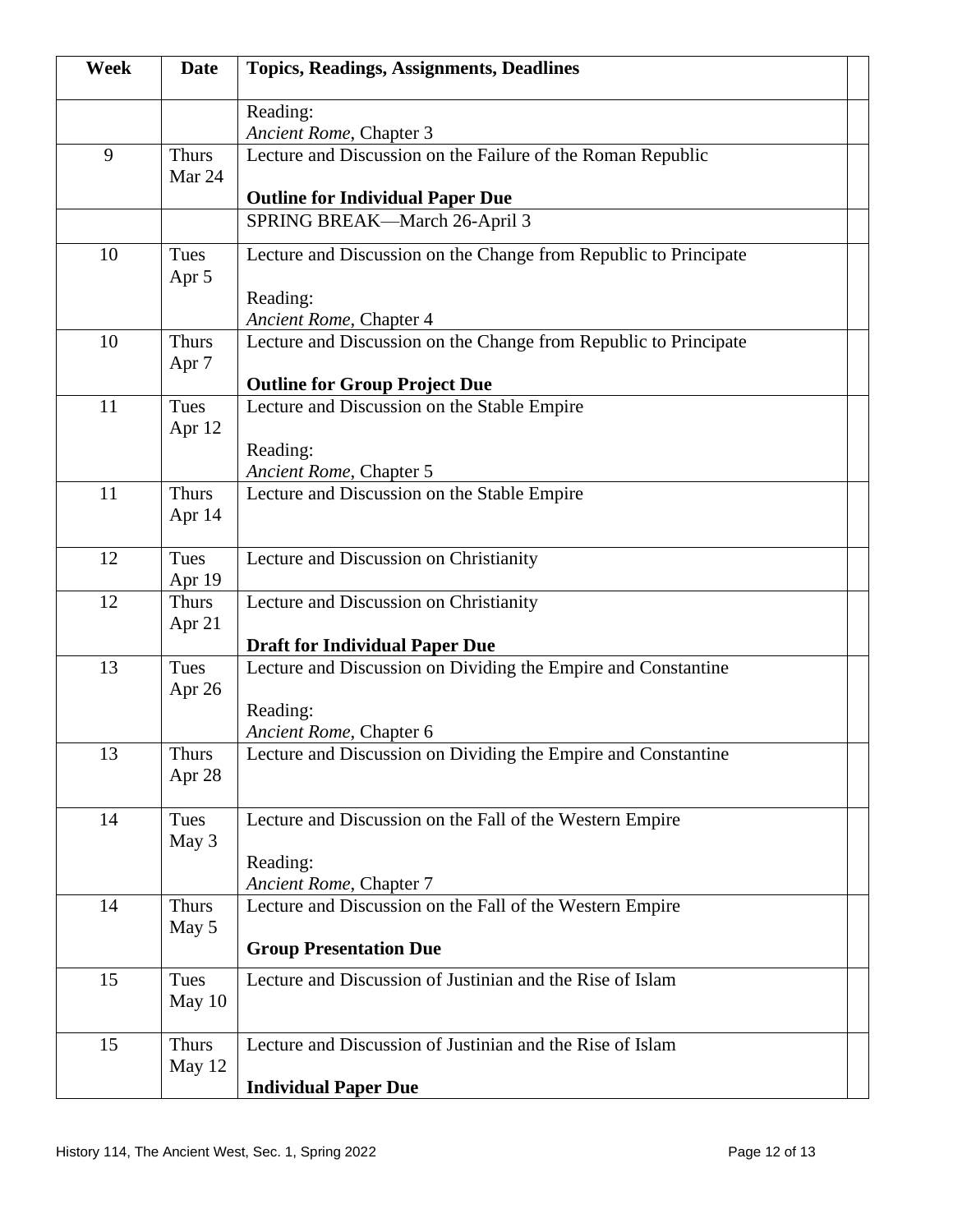| Week | Date | Topics, Readings, Assignments, Deadlines | |
|---|---|---|---|
| | | Reading:<br>*Ancient Rome*, Chapter 3 | |
| 9 | Thurs Mar 24 | Lecture and Discussion on the Failure of the Roman Republic<br><br>**Outline for Individual Paper Due** | |
| | | SPRING BREAK—March 26-April 3 | |
| 10 | Tues Apr 5 | Lecture and Discussion on the Change from Republic to Principate<br><br>Reading:<br>*Ancient Rome*, Chapter 4 | |
| 10 | Thurs Apr 7 | Lecture and Discussion on the Change from Republic to Principate<br><br>**Outline for Group Project Due** | |
| 11 | Tues Apr 12 | Lecture and Discussion on the Stable Empire<br><br>Reading:<br>*Ancient Rome*, Chapter 5 | |
| 11 | Thurs Apr 14 | Lecture and Discussion on the Stable Empire | |
| 12 | Tues Apr 19 | Lecture and Discussion on Christianity | |
| 12 | Thurs Apr 21 | Lecture and Discussion on Christianity<br><br>**Draft for Individual Paper Due** | |
| 13 | Tues Apr 26 | Lecture and Discussion on Dividing the Empire and Constantine<br><br>Reading:<br>*Ancient Rome*, Chapter 6 | |
| 13 | Thurs Apr 28 | Lecture and Discussion on Dividing the Empire and Constantine | |
| 14 | Tues May 3 | Lecture and Discussion on the Fall of the Western Empire<br><br>Reading:<br>*Ancient Rome*, Chapter 7 | |
| 14 | Thurs May 5 | Lecture and Discussion on the Fall of the Western Empire<br><br>**Group Presentation Due** | |
| 15 | Tues May 10 | Lecture and Discussion of Justinian and the Rise of Islam | |
| 15 | Thurs May 12 | Lecture and Discussion of Justinian and the Rise of Islam<br><br>**Individual Paper Due** | |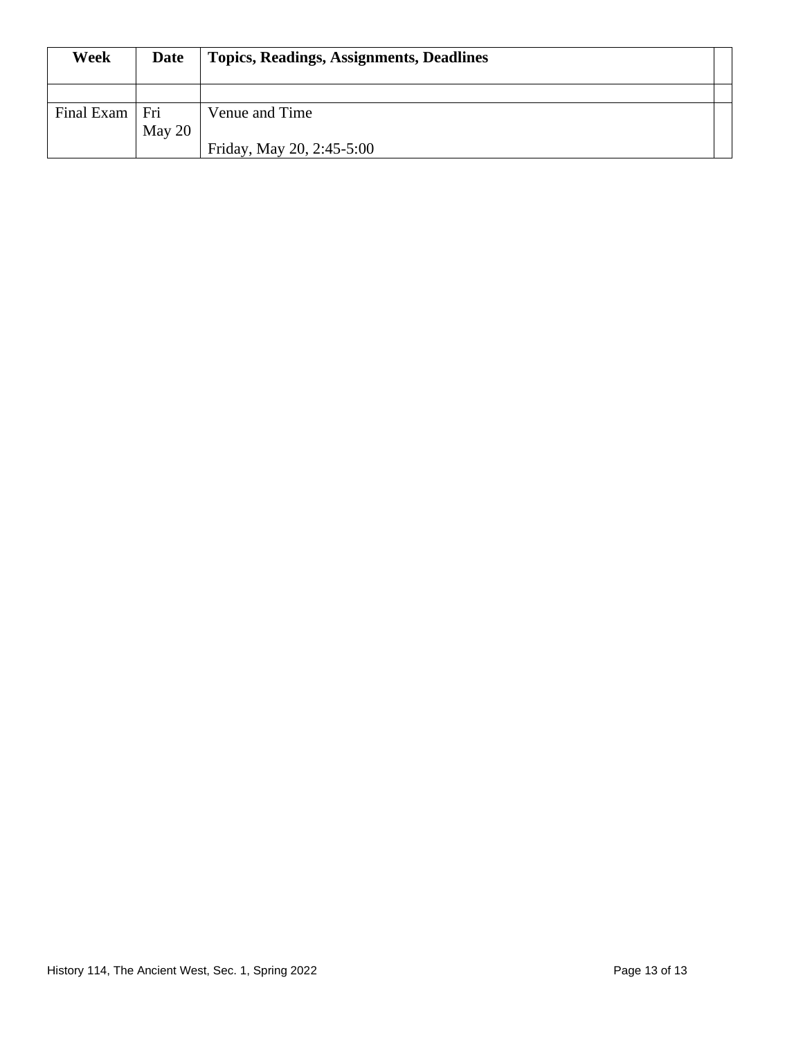| Week | Date | Topics, Readings, Assignments, Deadlines | |
|---|---|---|---|
| | | | |
| Final Exam | Fri May 20 | Venue and Time<br><br>Friday, May 20, 2:45-5:00 | |